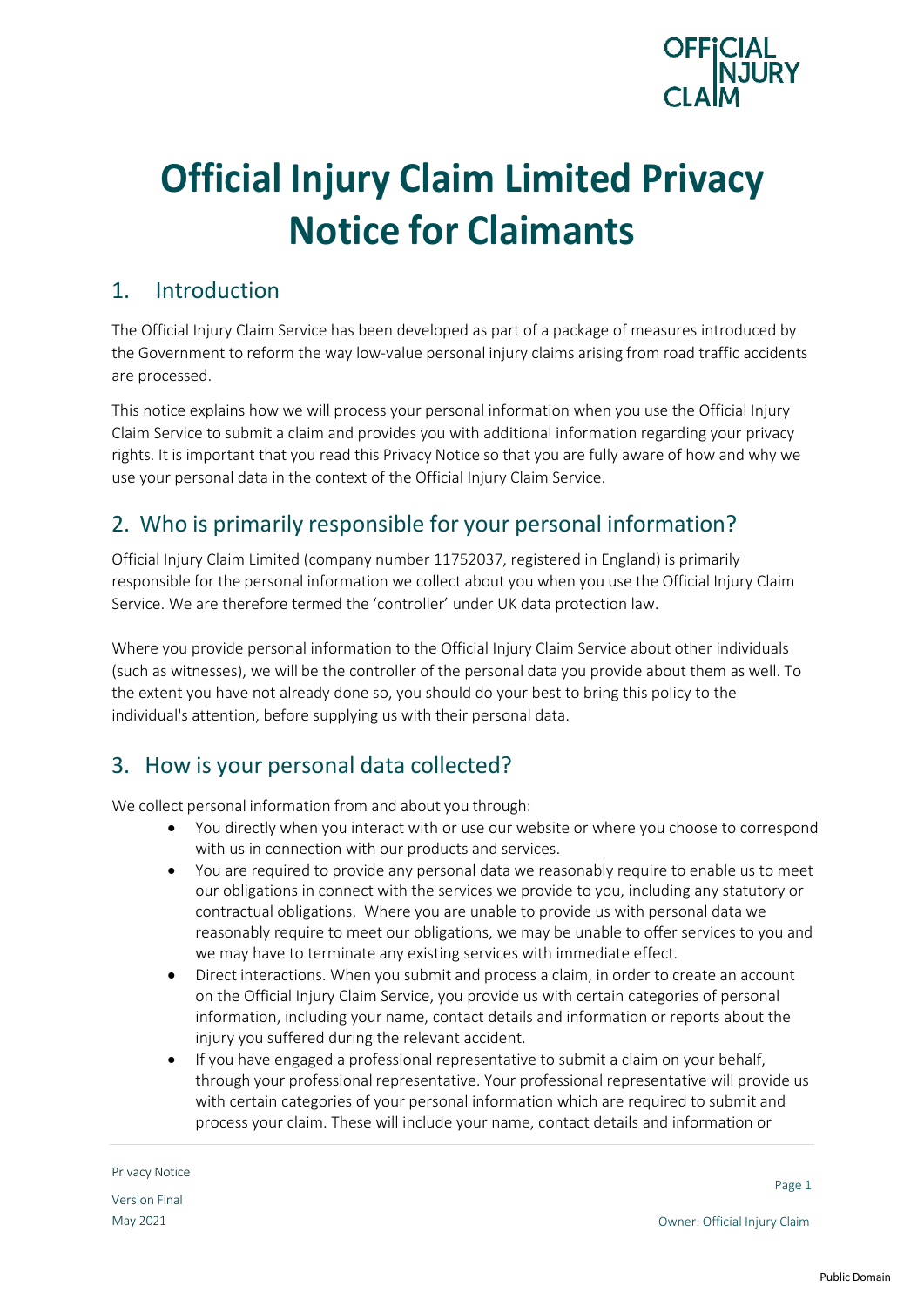# Official Injury Claim Limited Privacy Notice for Claimants

## 1. Introduction

The Official Injury Claim Service has been developed as part of a package of measures introduced by the Government to reform the way low-value personal injury claims arising from road traffic accidents are processed.

This notice explains how we will process your personal information when you use the Official Injury Claim Service to submit a claim and provides you with additional information regarding your privacy rights. It is important that you read this Privacy Notice so that you are fully aware of how and why we use your personal data in the context of the Official Injury Claim Service.

## 2. Who is primarily responsible for your personal information?

Official Injury Claim Limited (company number 11752037, registered in England) is primarily responsible for the personal information we collect about you when you use the Official Injury Claim Service. We are therefore termed the 'controller' under UK data protection law.

Where you provide personal information to the Official Injury Claim Service about other individuals (such as witnesses), we will be the controller of the personal data you provide about them as well. To the extent you have not already done so, you should do your best to bring this policy to the individual's attention, before supplying us with their personal data.

## 3. How is your personal data collected?

We collect personal information from and about you through:

- You directly when you interact with or use our website or where you choose to correspond with us in connection with our products and services.
- You are required to provide any personal data we reasonably require to enable us to meet our obligations in connect with the services we provide to you, including any statutory or contractual obligations. Where you are unable to provide us with personal data we reasonably require to meet our obligations, we may be unable to offer services to you and we may have to terminate any existing services with immediate effect.
- Direct interactions. When you submit and process a claim, in order to create an account on the Official Injury Claim Service, you provide us with certain categories of personal information, including your name, contact details and information or reports about the injury you suffered during the relevant accident.
- If you have engaged a professional representative to submit a claim on your behalf, through your professional representative. Your professional representative will provide us with certain categories of your personal information which are required to submit and process your claim. These will include your name, contact details and information or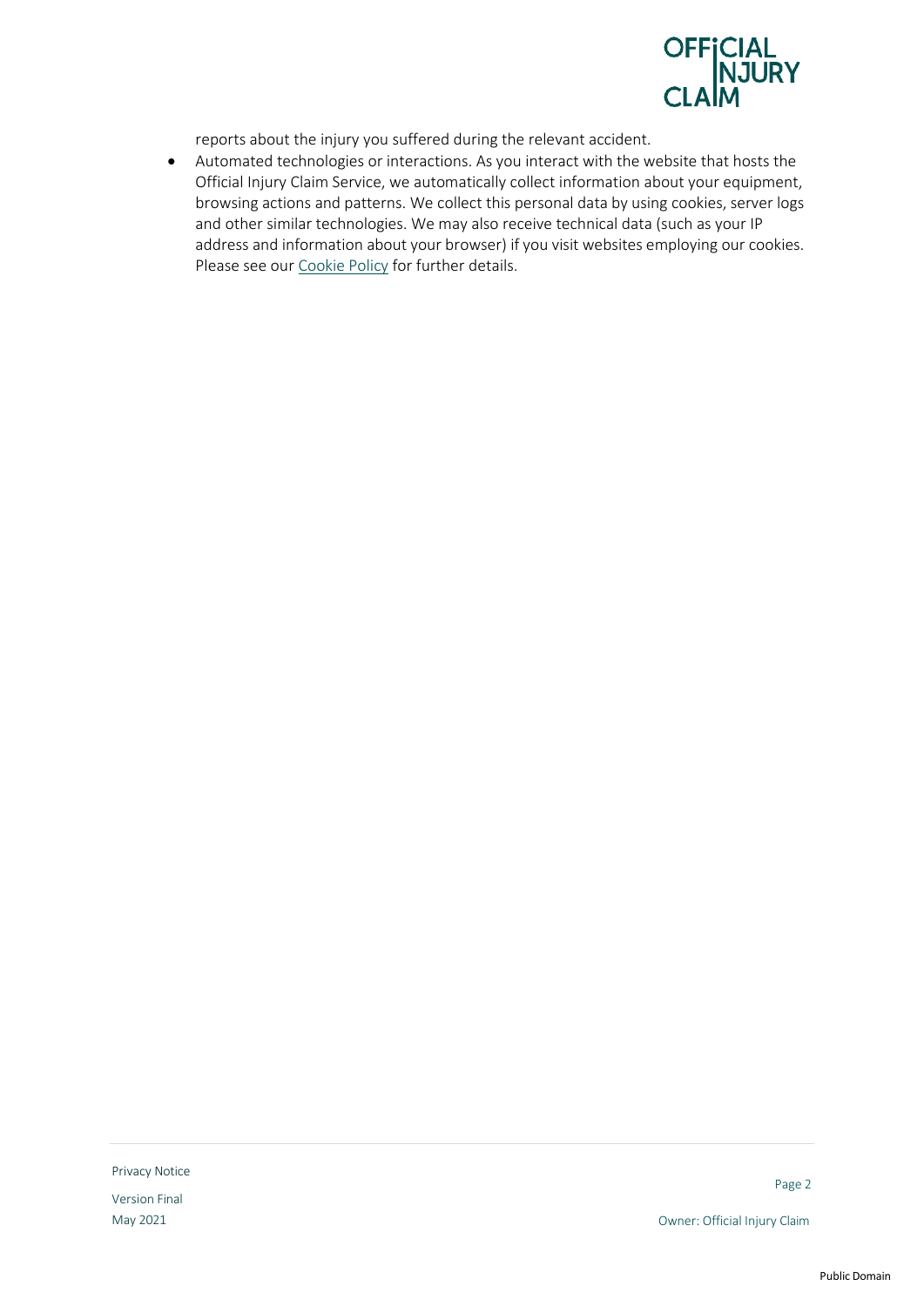reports about the injury you suffered during the relevant accident.

- Automated technologies or interactions. As you interact with the website that hosts the Official Injury Claim Service, we automatically collect information about your equipment, browsing actions and patterns. We collect this personal data by using cookies, server logs and other similar technologies. We may also receive technical data (such as your IP address and information about your browser) if you visit websites employing our cookies. Please see our Cookie Policy for further details.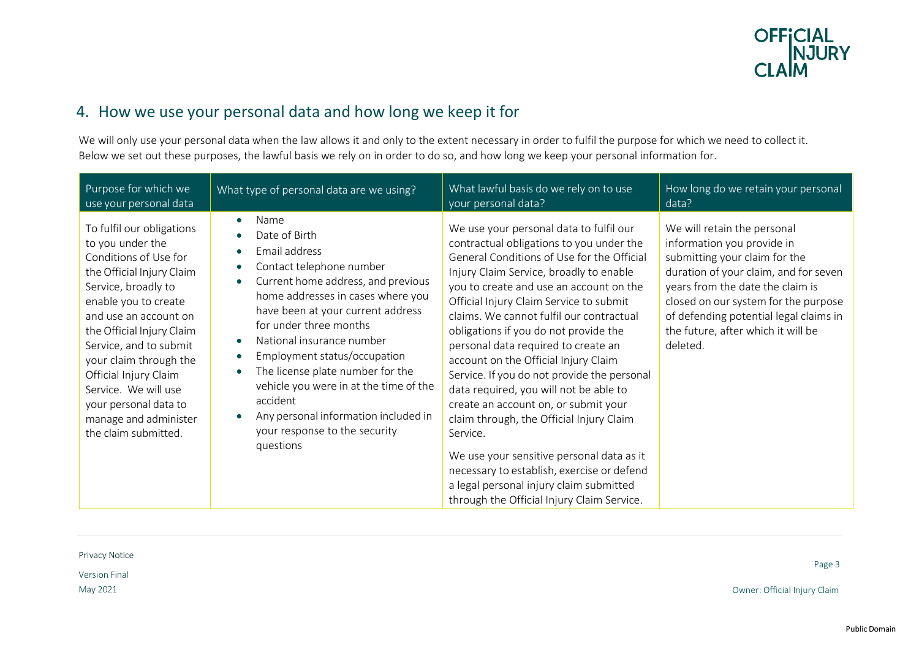## 4. How we use your personal data and how long we keep it for

We will only use your personal data when the law allows it and only to the extent necessary in order to fulfil the purpose for which we need to collect it. Below we set out these purposes, the lawful basis we rely on in order to do so, and how long we keep your personal information for.

| Purpose for which we use your personal data | What type of personal data are we using? | What lawful basis do we rely on to use your personal data? | How long do we retain your personal data? |
|---|---|---|---|
| To fulfil our obligations to you under the Conditions of Use for the Official Injury Claim Service, broadly to enable you to create and use an account on the Official Injury Claim Service, and to submit your claim through the Official Injury Claim Service. We will use your personal data to manage and administer the claim submitted. | • Name<br>• Date of Birth<br>• Email address<br>• Contact telephone number<br>• Current home address, and previous home addresses in cases where you have been at your current address for under three months<br>• National insurance number<br>• Employment status/occupation<br>• The license plate number for the vehicle you were in at the time of the accident<br>• Any personal information included in your response to the security questions | We use your personal data to fulfil our contractual obligations to you under the General Conditions of Use for the Official Injury Claim Service, broadly to enable you to create and use an account on the Official Injury Claim Service to submit claims. We cannot fulfil our contractual obligations if you do not provide the personal data required to create an account on the Official Injury Claim Service. If you do not provide the personal data required, you will not be able to create an account on, or submit your claim through, the Official Injury Claim Service.<br><br>We use your sensitive personal data as it necessary to establish, exercise or defend a legal personal injury claim submitted through the Official Injury Claim Service. | We will retain the personal information you provide in submitting your claim for the duration of your claim, and for seven years from the date the claim is closed on our system for the purpose of defending potential legal claims in the future, after which it will be deleted. |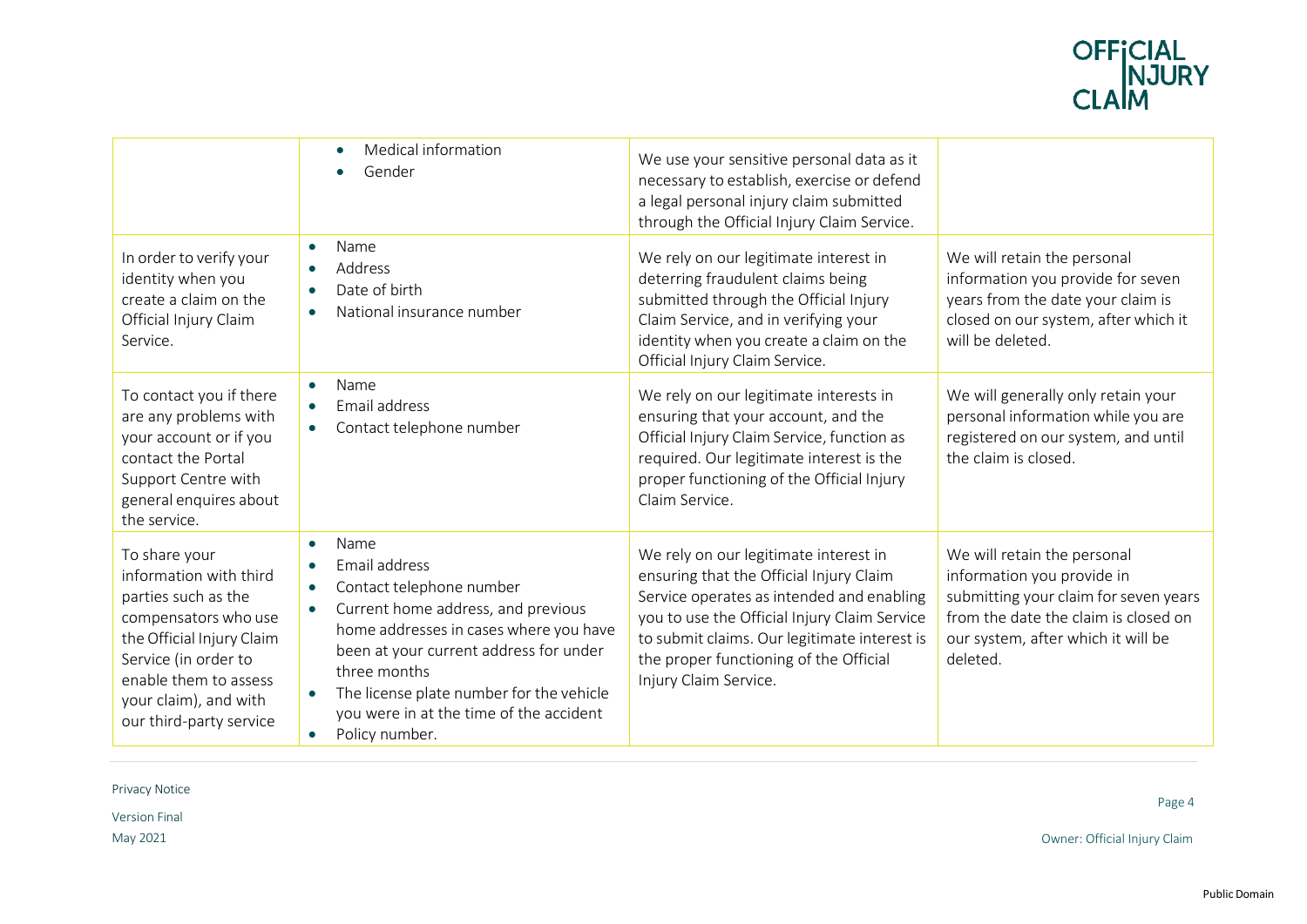| | | | |
|---|---|---|---|
| | • Medical information<br>• Gender | We use your sensitive personal data as it necessary to establish, exercise or defend a legal personal injury claim submitted through the Official Injury Claim Service. | |
| In order to verify your identity when you create a claim on the Official Injury Claim Service. | • Name<br>• Address<br>• Date of birth<br>• National insurance number | We rely on our legitimate interest in deterring fraudulent claims being submitted through the Official Injury Claim Service, and in verifying your identity when you create a claim on the Official Injury Claim Service. | We will retain the personal information you provide for seven years from the date your claim is closed on our system, after which it will be deleted. |
| To contact you if there are any problems with your account or if you contact the Portal Support Centre with general enquires about the service. | • Name<br>• Email address<br>• Contact telephone number | We rely on our legitimate interests in ensuring that your account, and the Official Injury Claim Service, function as required. Our legitimate interest is the proper functioning of the Official Injury Claim Service. | We will generally only retain your personal information while you are registered on our system, and until the claim is closed. |
| To share your information with third parties such as the compensators who use the Official Injury Claim Service (in order to enable them to assess your claim), and with our third-party service | • Name<br>• Email address<br>• Contact telephone number<br>• Current home address, and previous home addresses in cases where you have been at your current address for under three months<br>• The license plate number for the vehicle you were in at the time of the accident<br>• Policy number. | We rely on our legitimate interest in ensuring that the Official Injury Claim Service operates as intended and enabling you to use the Official Injury Claim Service to submit claims. Our legitimate interest is the proper functioning of the Official Injury Claim Service. | We will retain the personal information you provide in submitting your claim for seven years from the date the claim is closed on our system, after which it will be deleted. |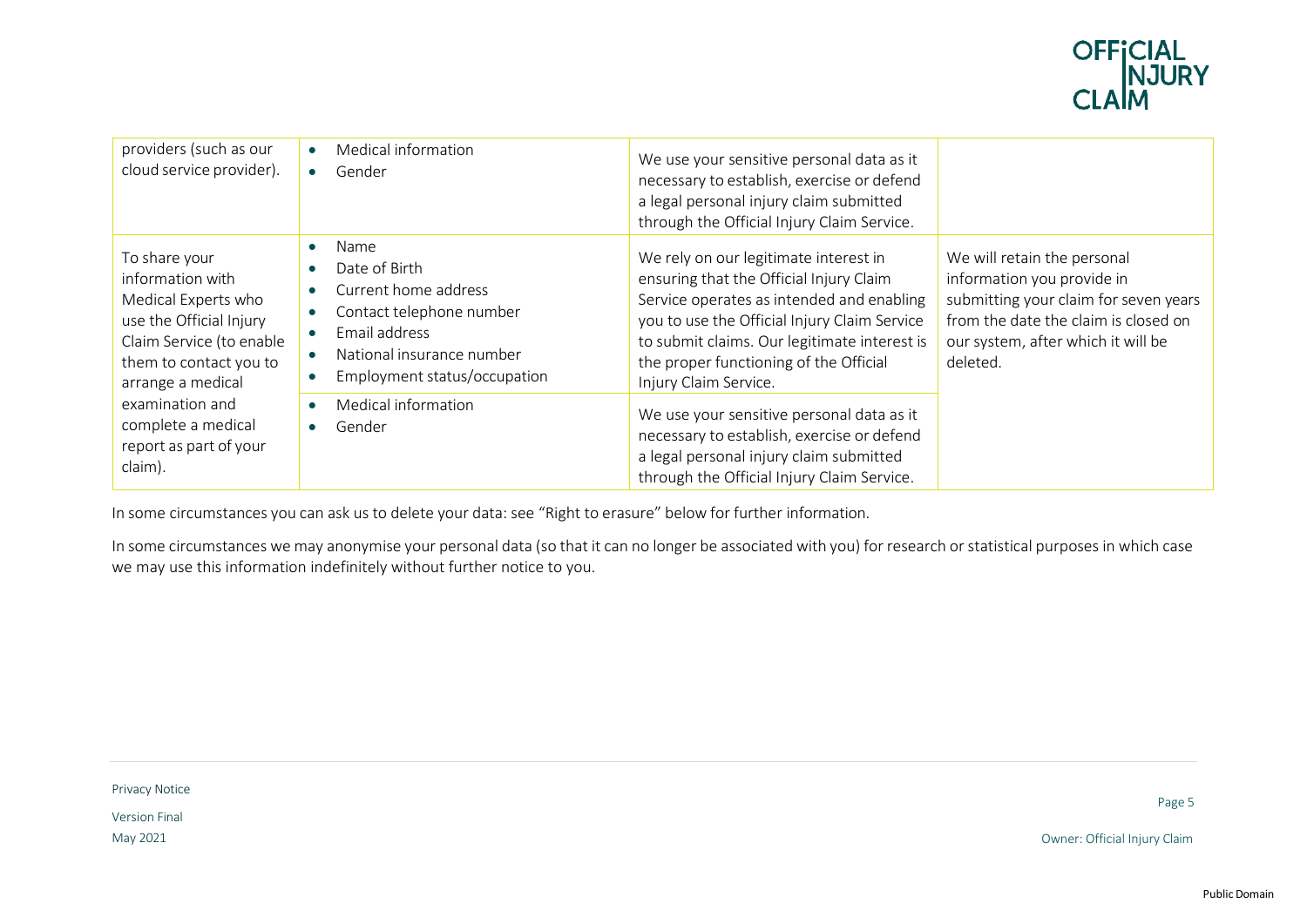| providers (such as our cloud service provider). | • Medical information<br>• Gender | We use your sensitive personal data as it necessary to establish, exercise or defend a legal personal injury claim submitted through the Official Injury Claim Service. | |
|---|---|---|---|
| To share your information with Medical Experts who use the Official Injury Claim Service (to enable them to contact you to arrange a medical examination and complete a medical report as part of your claim). | • Name<br>• Date of Birth<br>• Current home address<br>• Contact telephone number<br>• Email address<br>• National insurance number<br>• Employment status/occupation | We rely on our legitimate interest in ensuring that the Official Injury Claim Service operates as intended and enabling you to use the Official Injury Claim Service to submit claims. Our legitimate interest is the proper functioning of the Official Injury Claim Service. | We will retain the personal information you provide in submitting your claim for seven years from the date the claim is closed on our system, after which it will be deleted. |
| | • Medical information<br>• Gender | We use your sensitive personal data as it necessary to establish, exercise or defend a legal personal injury claim submitted through the Official Injury Claim Service. | |

In some circumstances you can ask us to delete your data: see "Right to erasure" below for further information.

In some circumstances we may anonymise your personal data (so that it can no longer be associated with you) for research or statistical purposes in which case we may use this information indefinitely without further notice to you.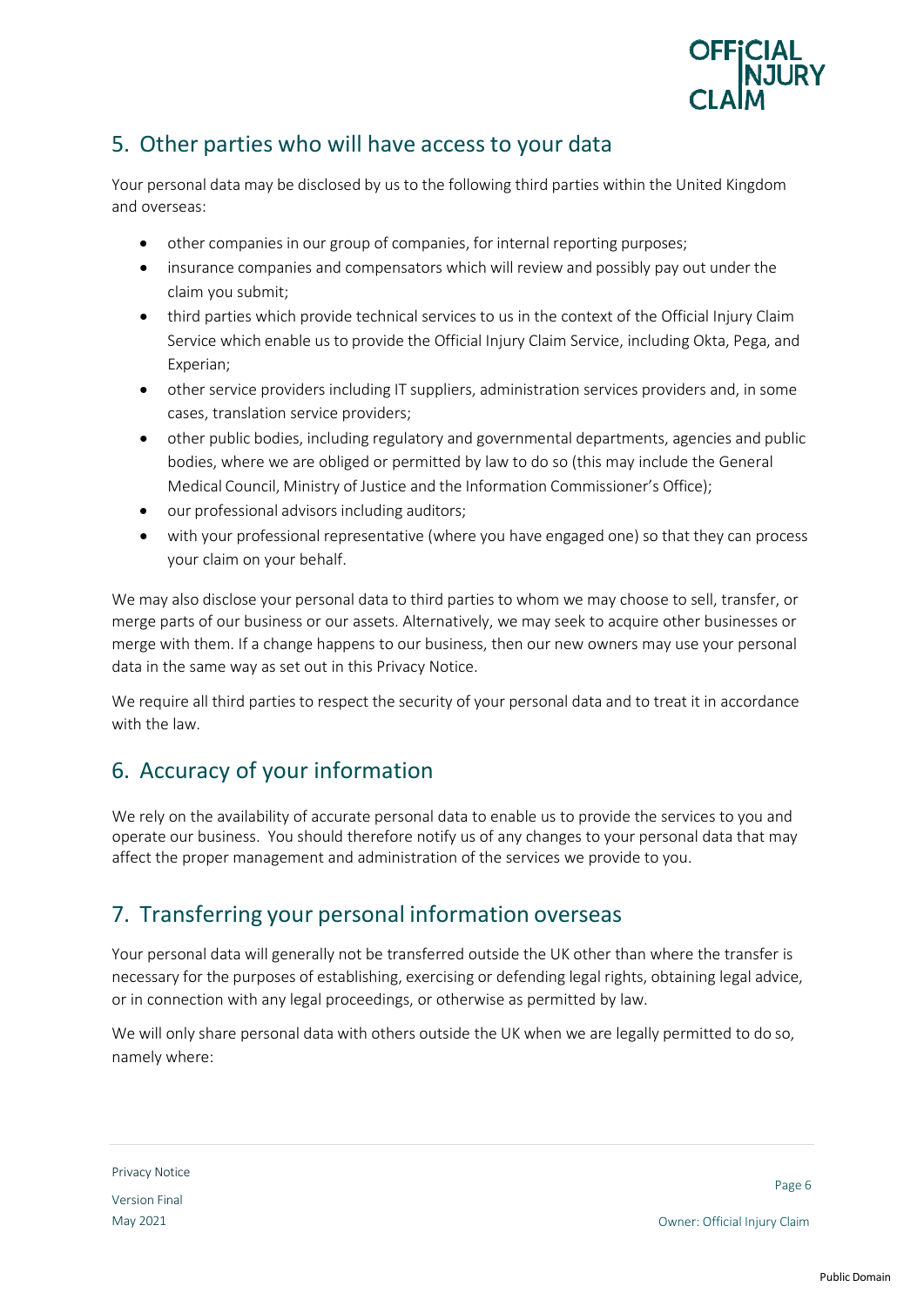## 5. Other parties who will have access to your data

Your personal data may be disclosed by us to the following third parties within the United Kingdom and overseas:

- other companies in our group of companies, for internal reporting purposes;
- insurance companies and compensators which will review and possibly pay out under the claim you submit;
- third parties which provide technical services to us in the context of the Official Injury Claim Service which enable us to provide the Official Injury Claim Service, including Okta, Pega, and Experian;
- other service providers including IT suppliers, administration services providers and, in some cases, translation service providers;
- other public bodies, including regulatory and governmental departments, agencies and public bodies, where we are obliged or permitted by law to do so (this may include the General Medical Council, Ministry of Justice and the Information Commissioner's Office);
- our professional advisors including auditors;
- with your professional representative (where you have engaged one) so that they can process your claim on your behalf.

We may also disclose your personal data to third parties to whom we may choose to sell, transfer, or merge parts of our business or our assets. Alternatively, we may seek to acquire other businesses or merge with them. If a change happens to our business, then our new owners may use your personal data in the same way as set out in this Privacy Notice.

We require all third parties to respect the security of your personal data and to treat it in accordance with the law.

## 6. Accuracy of your information

We rely on the availability of accurate personal data to enable us to provide the services to you and operate our business. You should therefore notify us of any changes to your personal data that may affect the proper management and administration of the services we provide to you.

## 7. Transferring your personal information overseas

Your personal data will generally not be transferred outside the UK other than where the transfer is necessary for the purposes of establishing, exercising or defending legal rights, obtaining legal advice, or in connection with any legal proceedings, or otherwise as permitted by law.

We will only share personal data with others outside the UK when we are legally permitted to do so, namely where: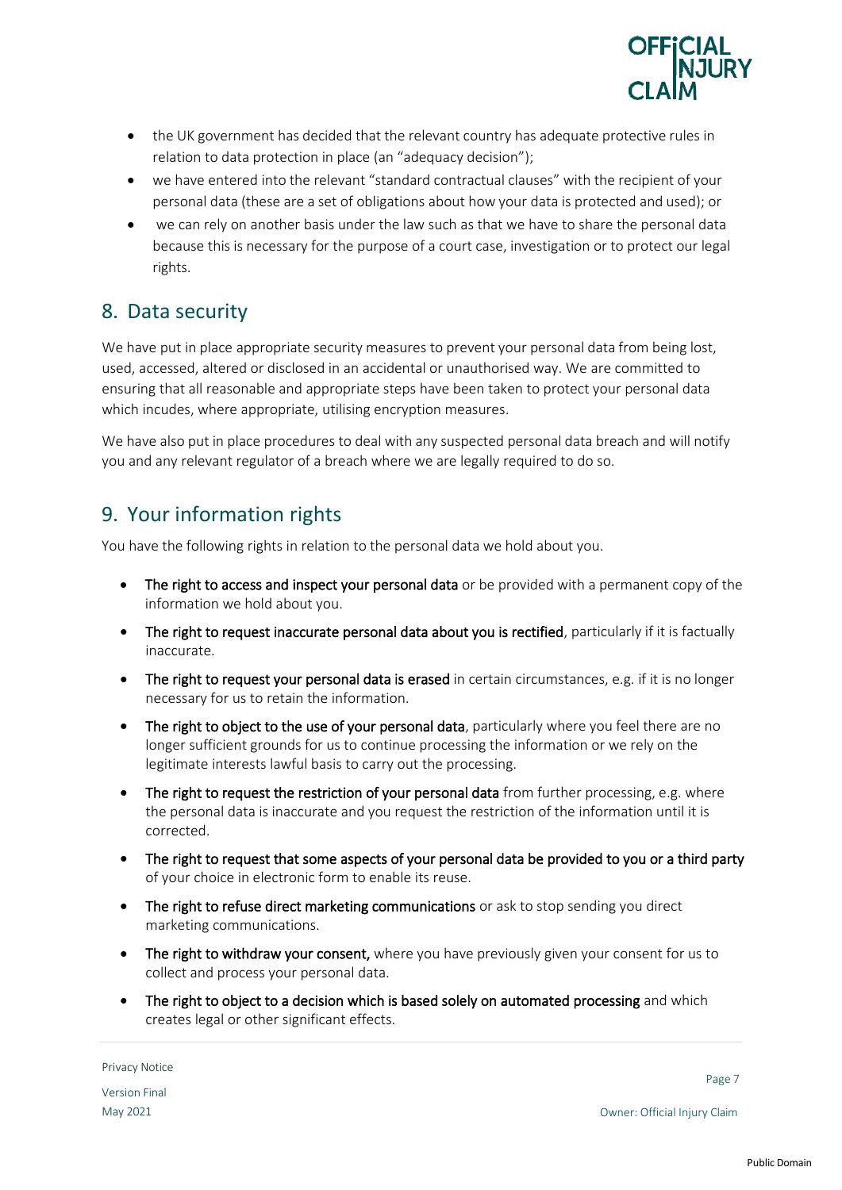- the UK government has decided that the relevant country has adequate protective rules in relation to data protection in place (an "adequacy decision");
- we have entered into the relevant "standard contractual clauses" with the recipient of your personal data (these are a set of obligations about how your data is protected and used); or
- we can rely on another basis under the law such as that we have to share the personal data because this is necessary for the purpose of a court case, investigation or to protect our legal rights.

## 8. Data security

We have put in place appropriate security measures to prevent your personal data from being lost, used, accessed, altered or disclosed in an accidental or unauthorised way. We are committed to ensuring that all reasonable and appropriate steps have been taken to protect your personal data which incudes, where appropriate, utilising encryption measures.

We have also put in place procedures to deal with any suspected personal data breach and will notify you and any relevant regulator of a breach where we are legally required to do so.

## 9. Your information rights

You have the following rights in relation to the personal data we hold about you.

- **The right to access and inspect your personal data** or be provided with a permanent copy of the information we hold about you.
- **The right to request inaccurate personal data about you is rectified**, particularly if it is factually inaccurate.
- **The right to request your personal data is erased** in certain circumstances, e.g. if it is no longer necessary for us to retain the information.
- **The right to object to the use of your personal data**, particularly where you feel there are no longer sufficient grounds for us to continue processing the information or we rely on the legitimate interests lawful basis to carry out the processing.
- **The right to request the restriction of your personal data** from further processing, e.g. where the personal data is inaccurate and you request the restriction of the information until it is corrected.
- **The right to request that some aspects of your personal data be provided to you or a third party** of your choice in electronic form to enable its reuse.
- **The right to refuse direct marketing communications** or ask to stop sending you direct marketing communications.
- **The right to withdraw your consent,** where you have previously given your consent for us to collect and process your personal data.
- **The right to object to a decision which is based solely on automated processing** and which creates legal or other significant effects.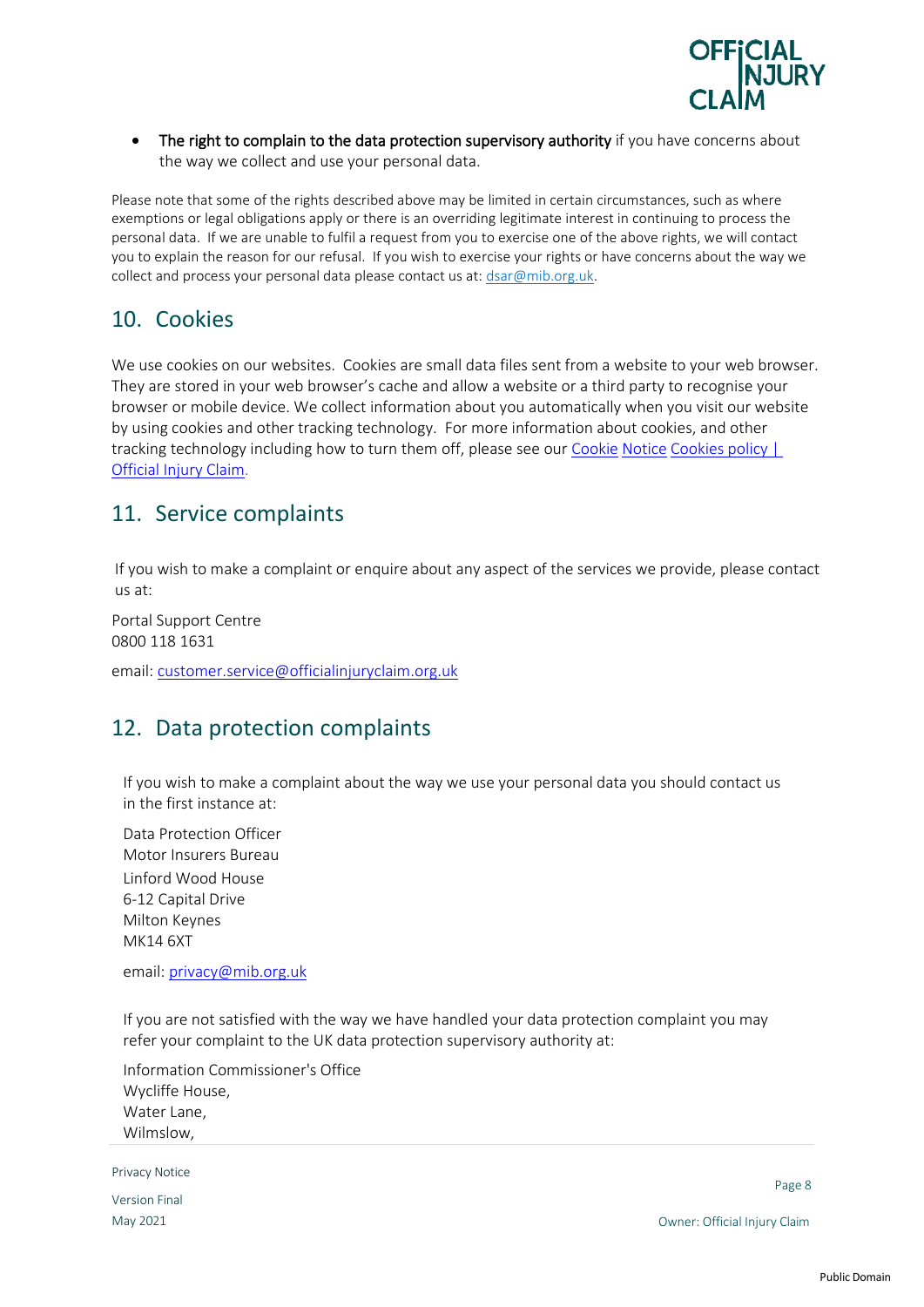- **The right to complain to the data protection supervisory authority** if you have concerns about the way we collect and use your personal data.

Please note that some of the rights described above may be limited in certain circumstances, such as where exemptions or legal obligations apply or there is an overriding legitimate interest in continuing to process the personal data. If we are unable to fulfil a request from you to exercise one of the above rights, we will contact you to explain the reason for our refusal. If you wish to exercise your rights or have concerns about the way we collect and process your personal data please contact us at: dsar@mib.org.uk.

## 10. Cookies

We use cookies on our websites. Cookies are small data files sent from a website to your web browser. They are stored in your web browser's cache and allow a website or a third party to recognise your browser or mobile device. We collect information about you automatically when you visit our website by using cookies and other tracking technology. For more information about cookies, and other tracking technology including how to turn them off, please see our Cookie Notice Cookies policy | Official Injury Claim.

## 11. Service complaints

If you wish to make a complaint or enquire about any aspect of the services we provide, please contact us at:

Portal Support Centre
0800 118 1631

email: customer.service@officialinjuryclaim.org.uk

## 12. Data protection complaints

If you wish to make a complaint about the way we use your personal data you should contact us in the first instance at:

Data Protection Officer
Motor Insurers Bureau
Linford Wood House
6-12 Capital Drive
Milton Keynes
MK14 6XT

email: privacy@mib.org.uk

If you are not satisfied with the way we have handled your data protection complaint you may refer your complaint to the UK data protection supervisory authority at:

Information Commissioner's Office
Wycliffe House,
Water Lane,
Wilmslow,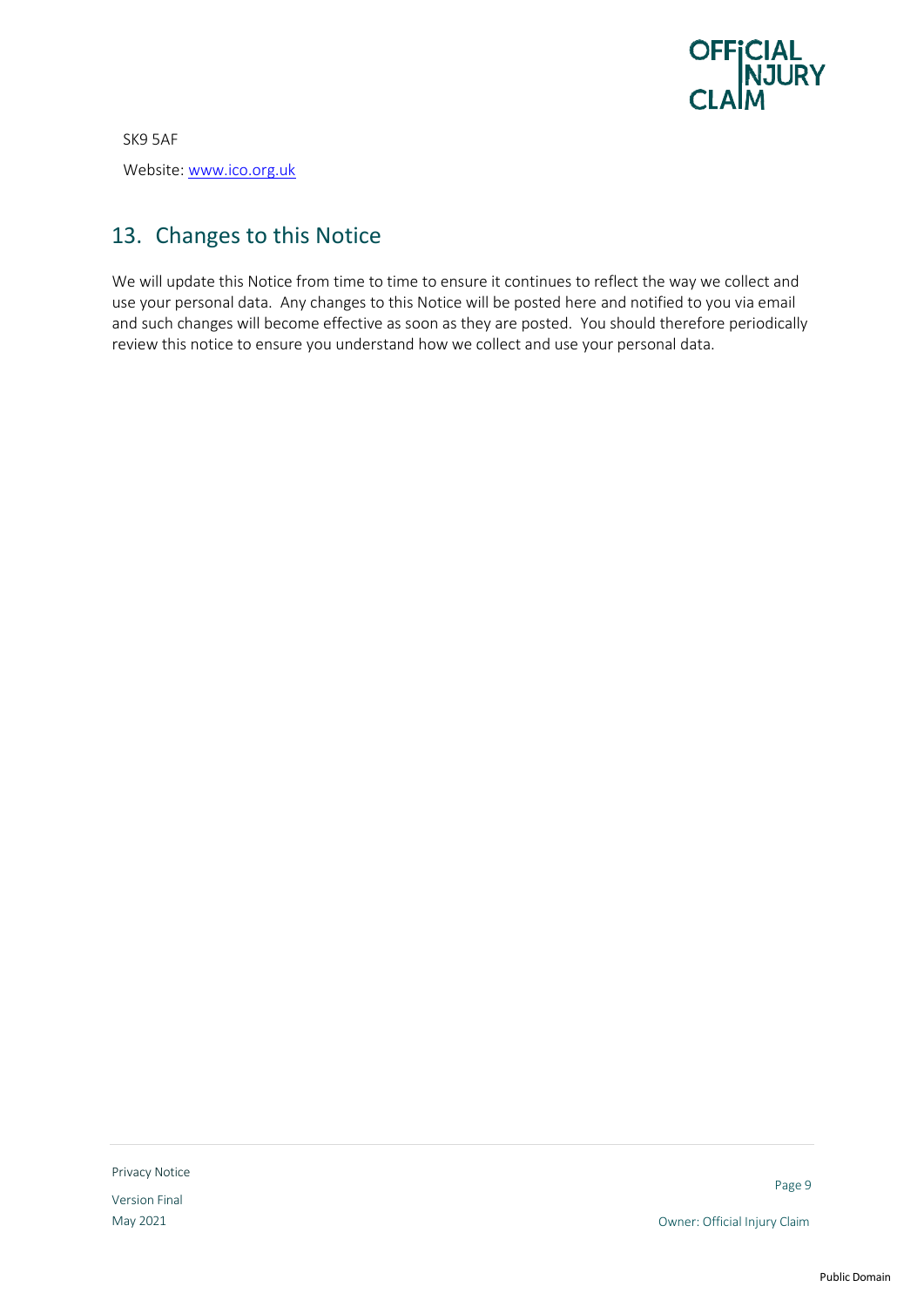SK9 5AF

Website: www.ico.org.uk

## 13. Changes to this Notice

We will update this Notice from time to time to ensure it continues to reflect the way we collect and use your personal data. Any changes to this Notice will be posted here and notified to you via email and such changes will become effective as soon as they are posted. You should therefore periodically review this notice to ensure you understand how we collect and use your personal data.